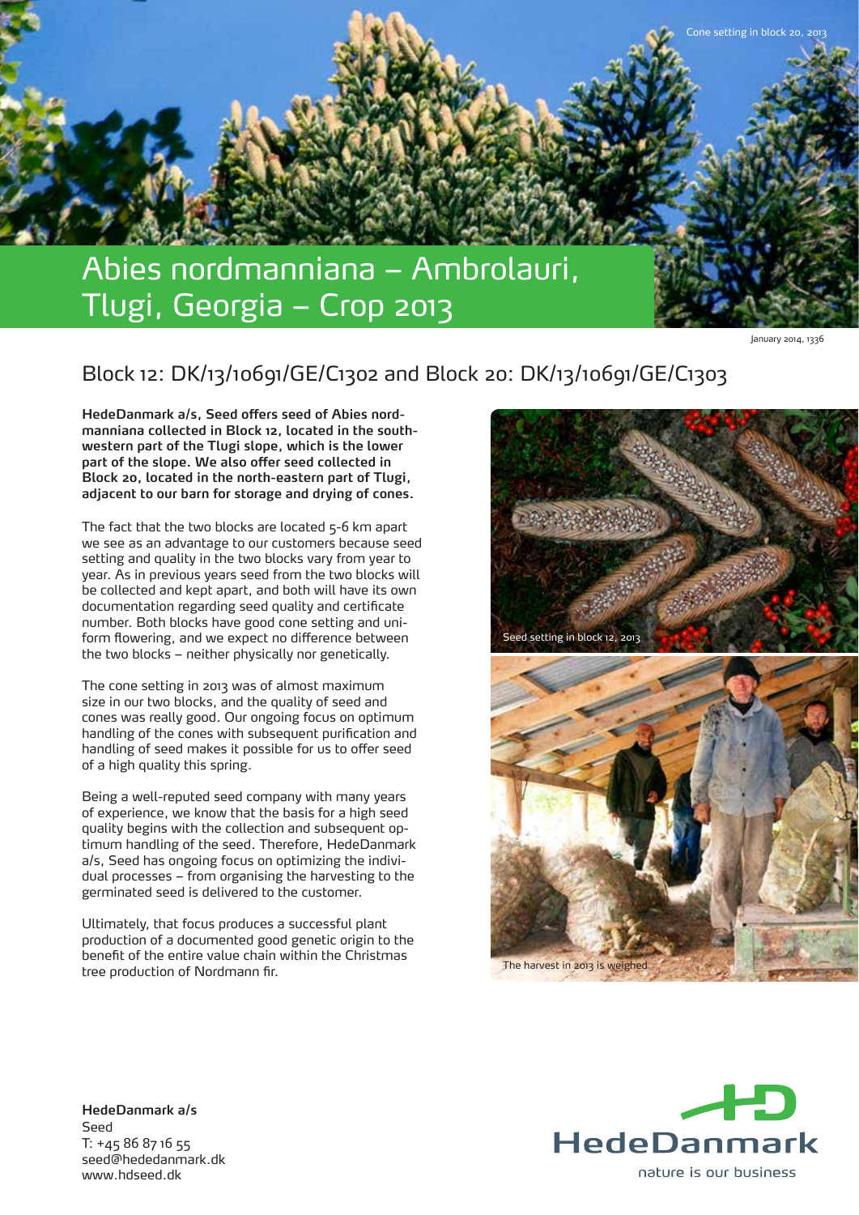Cone setting in block 20, 2013

# Abies nordmanniana – Ambrolauri, Tlugi, Georgia – Crop 2013

January 2014, 1336

## Block 12: DK/13/10691/GE/C1302 and Block 20: DK/13/10691/GE/C1303

**HedeDanmark a/s, Seed offers seed of Abies nordmanniana collected in Block 12, located in the south-western part of the Tlugi slope, which is the lower part of the slope. We also offer seed collected in Block 20, located in the north-eastern part of Tlugi, adjacent to our barn for storage and drying of cones.**

The fact that the two blocks are located 5-6 km apart we see as an advantage to our customers because seed setting and quality in the two blocks vary from year to year. As in previous years seed from the two blocks will be collected and kept apart, and both will have its own documentation regarding seed quality and certificate number. Both blocks have good cone setting and uniform flowering, and we expect no difference between the two blocks – neither physically nor genetically.

The cone setting in 2013 was of almost maximum size in our two blocks, and the quality of seed and cones was really good. Our ongoing focus on optimum handling of the cones with subsequent purification and handling of seed makes it possible for us to offer seed of a high quality this spring.

Being a well-reputed seed company with many years of experience, we know that the basis for a high seed quality begins with the collection and subsequent optimum handling of the seed. Therefore, HedeDanmark a/s, Seed has ongoing focus on optimizing the individual processes – from organising the harvesting to the germinated seed is delivered to the customer.

Ultimately, that focus produces a successful plant production of a documented good genetic origin to the benefit of the entire value chain within the Christmas tree production of Nordmann fir.

Seed setting in block 12, 2013

The harvest in 2013 is weighed

**HedeDanmark a/s**
Seed
T: +45 86 87 16 55
seed@hededanmark.dk
www.hdseed.dk

HedeDanmark
nature is our business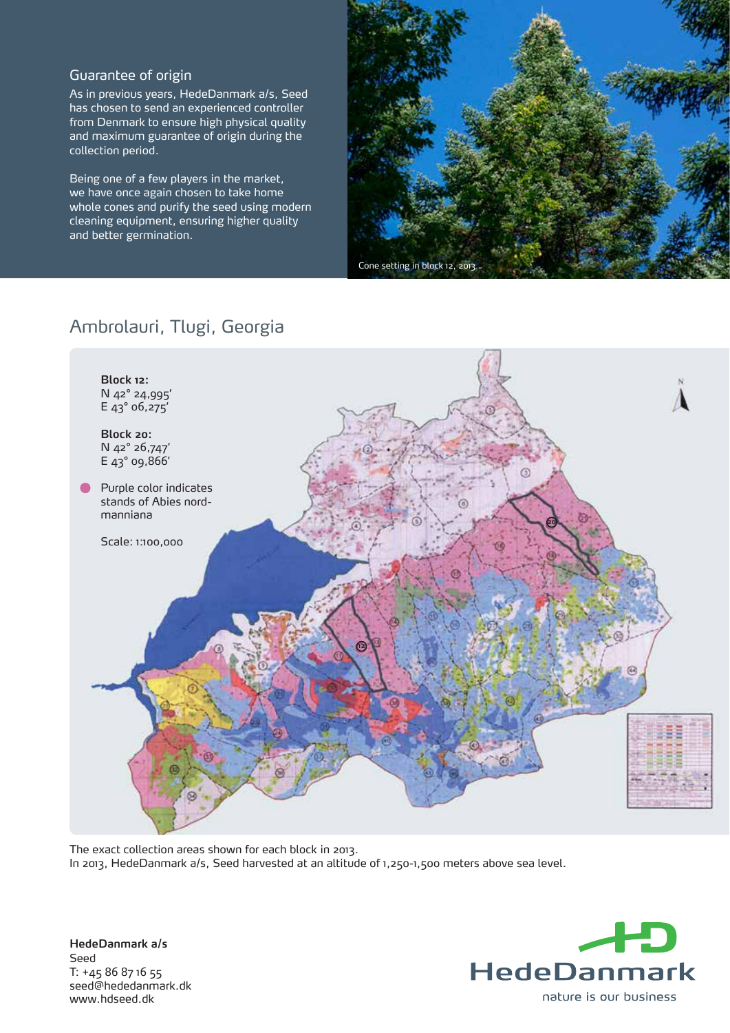## Guarantee of origin

As in previous years, HedeDanmark a/s, Seed has chosen to send an experienced controller from Denmark to ensure high physical quality and maximum guarantee of origin during the collection period.

Being one of a few players in the market, we have once again chosen to take home whole cones and purify the seed using modern cleaning equipment, ensuring higher quality and better germination.

Cone setting in block 12, 2013

## Ambrolauri, Tlugi, Georgia

**Block 12:**
N 42° 24,995′
E 43° 06,275′

**Block 20:**
N 42° 26,747′
E 43° 09,866′

Purple color indicates stands of Abies nordmanniana

Scale: 1:100,000

The exact collection areas shown for each block in 2013.
In 2013, HedeDanmark a/s, Seed harvested at an altitude of 1,250-1,500 meters above sea level.

**HedeDanmark a/s**
Seed
T: +45 86 87 16 55
seed@hededanmark.dk
www.hdseed.dk

HedeDanmark
nature is our business